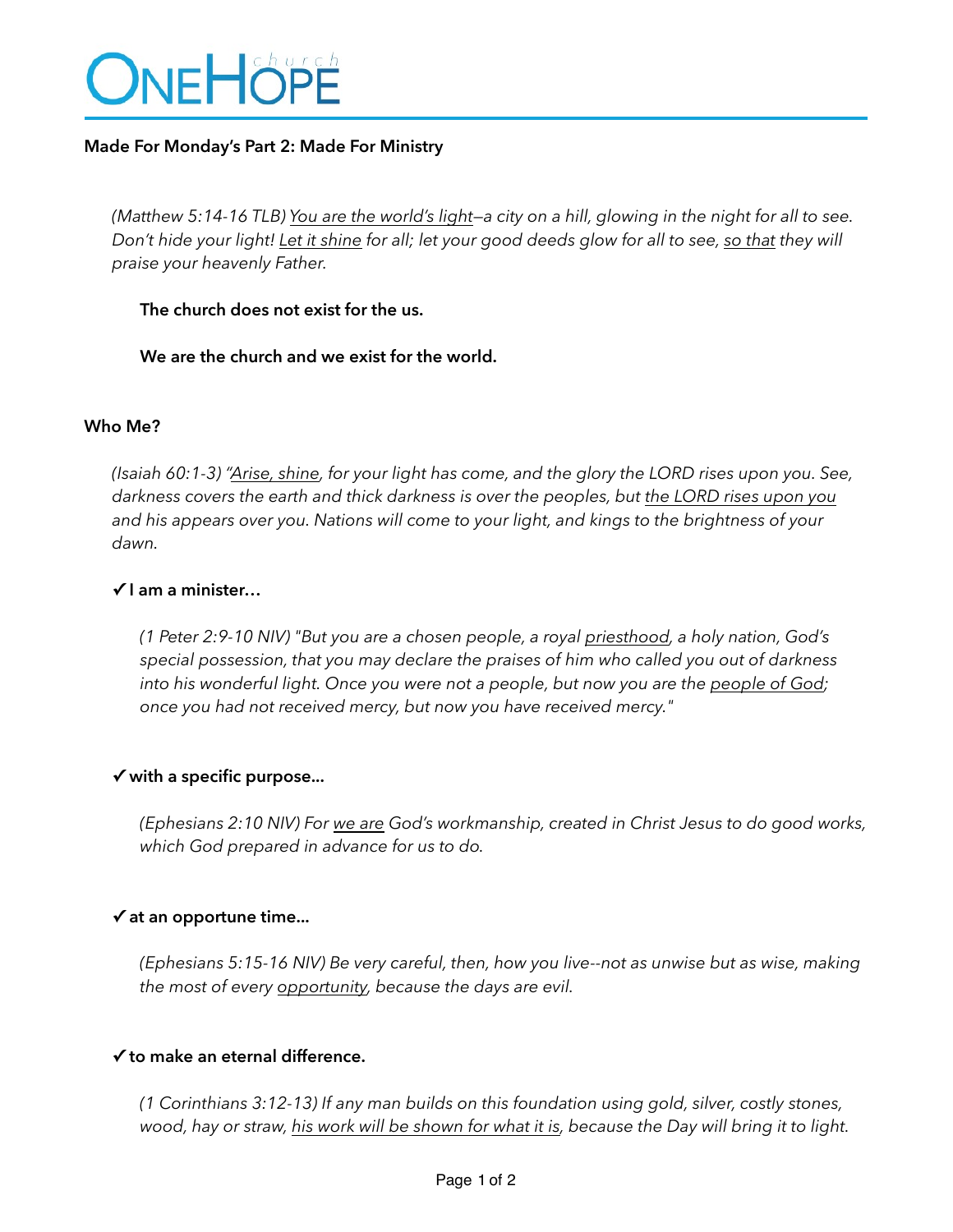# ONEHOPE church

## Made For Monday's Part 2: Made For Ministry

*(Matthew 5:14-16 TLB) <u>You are the world's light</u>—a city on a hill, glowing in the night for all to see. Don't hide your light! <u>Let it shine</u> for all; let your good deeds glow for all to see, <u>so that</u> they will praise your heavenly Father.*

**The church does not exist for the us.**

**We are the church and we exist for the world.**

### Who Me?

*(Isaiah 60:1-3) "<u>Arise, shine</u>, for your light has come, and the glory the LORD rises upon you. See, darkness covers the earth and thick darkness is over the peoples, but <u>the LORD rises upon you</u> and his appears over you. Nations will come to your light, and kings to the brightness of your dawn.*

**✓I am a minister…**

*(1 Peter 2:9-10 NIV) "But you are a chosen people, a royal <u>priesthood</u>, a holy nation, God's special possession, that you may declare the praises of him who called you out of darkness into his wonderful light. Once you were not a people, but now you are the <u>people of God</u>; once you had not received mercy, but now you have received mercy."*

**✓with a specific purpose...**

*(Ephesians 2:10 NIV) For <u>we are</u> God's workmanship, created in Christ Jesus to do good works, which God prepared in advance for us to do.*

**✓at an opportune time...**

*(Ephesians 5:15-16 NIV) Be very careful, then, how you live--not as unwise but as wise, making the most of every <u>opportunity</u>, because the days are evil.*

**✓to make an eternal difference.**

*(1 Corinthians 3:12-13) If any man builds on this foundation using gold, silver, costly stones, wood, hay or straw, <u>his work will be shown for what it is</u>, because the Day will bring it to light.*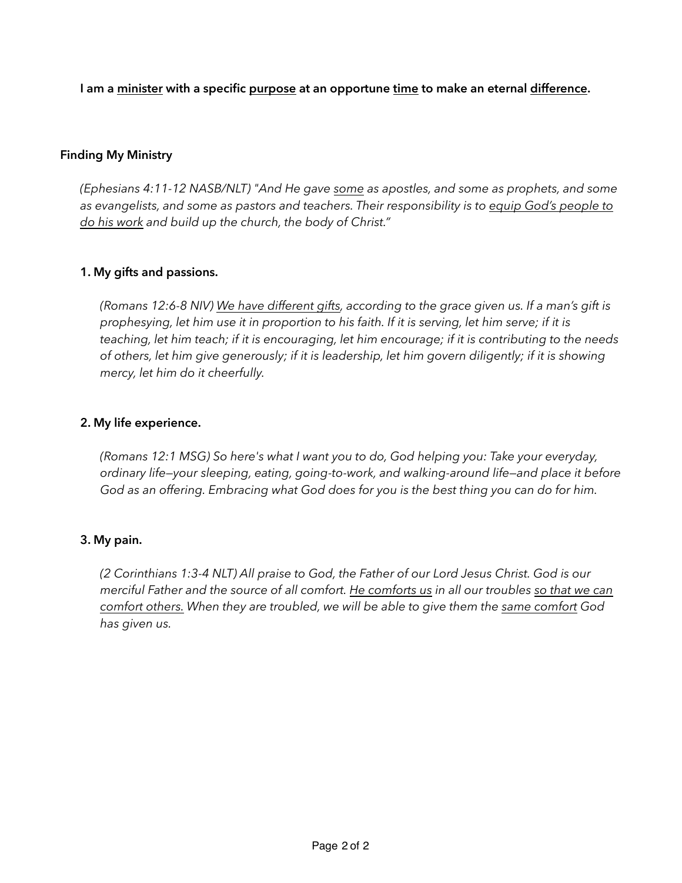**I am a <u>minister</u> with a specific <u>purpose</u> at an opportune <u>time</u> to make an eternal <u>difference</u>.**

## Finding My Ministry

*(Ephesians 4:11-12 NASB/NLT) "And He gave <u>some</u> as apostles, and some as prophets, and some as evangelists, and some as pastors and teachers. Their responsibility is to <u>equip God's people to do his work</u> and build up the church, the body of Christ."*

### 1. My gifts and passions.

*(Romans 12:6-8 NIV) <u>We have different gifts</u>, according to the grace given us. If a man's gift is prophesying, let him use it in proportion to his faith. If it is serving, let him serve; if it is teaching, let him teach; if it is encouraging, let him encourage; if it is contributing to the needs of others, let him give generously; if it is leadership, let him govern diligently; if it is showing mercy, let him do it cheerfully.*

### 2. My life experience.

*(Romans 12:1 MSG) So here's what I want you to do, God helping you: Take your everyday, ordinary life—your sleeping, eating, going-to-work, and walking-around life—and place it before God as an offering. Embracing what God does for you is the best thing you can do for him.*

### 3. My pain.

*(2 Corinthians 1:3-4 NLT) All praise to God, the Father of our Lord Jesus Christ. God is our merciful Father and the source of all comfort. <u>He comforts us</u> in all our troubles <u>so that we can comfort others.</u> When they are troubled, we will be able to give them the <u>same comfort</u> God has given us.*